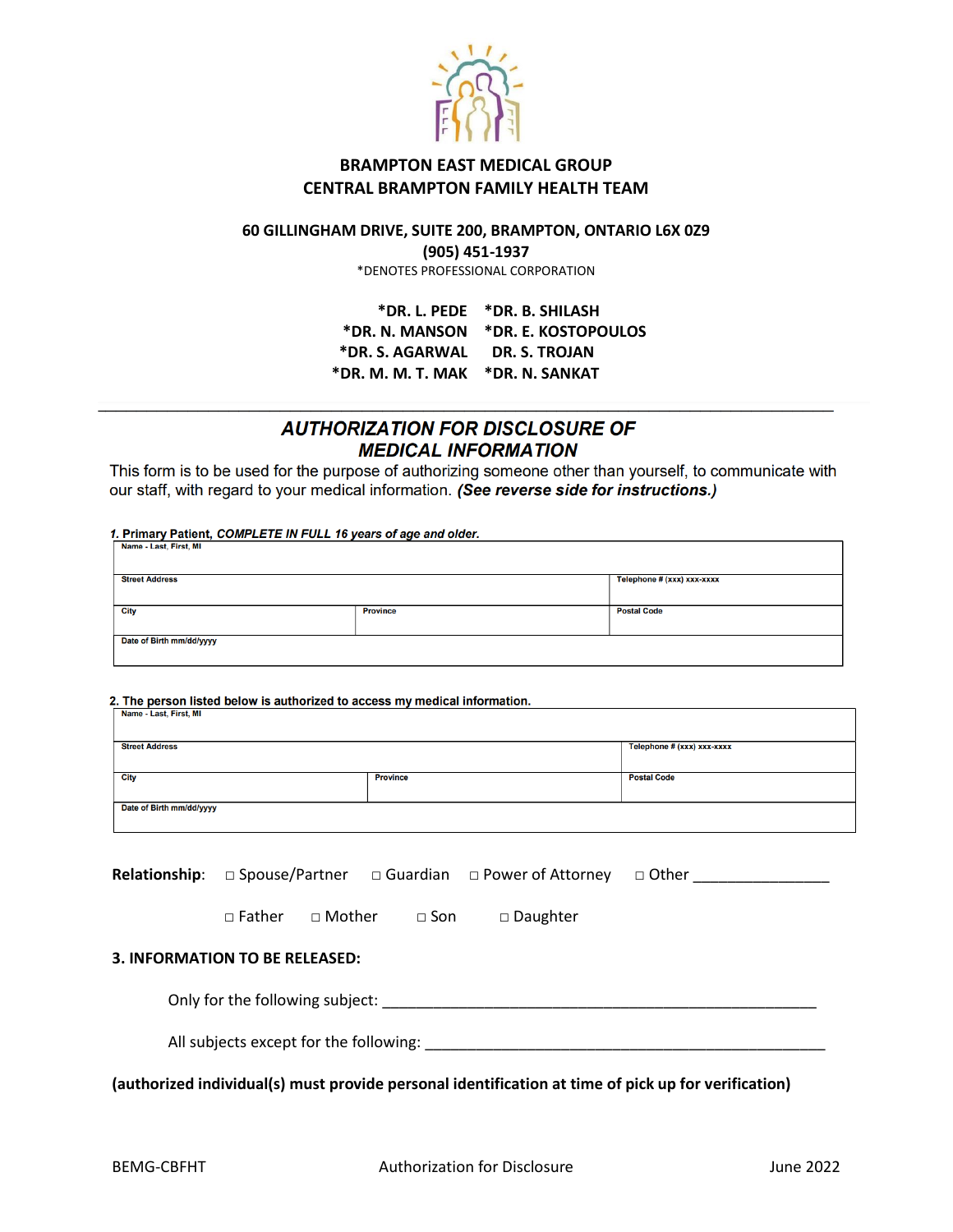**BRAMPTON EAST MEDICAL GROUP**
**CENTRAL BRAMPTON FAMILY HEALTH TEAM**

**60 GILLINGHAM DRIVE, SUITE 200, BRAMPTON, ONTARIO L6X 0Z9**
**(905) 451-1937**
*DENOTES PROFESSIONAL CORPORATION

| | |
|---|---|
| ***DR. L. PEDE** | ***DR. B. SHILASH** |
| ***DR. N. MANSON** | ***DR. E. KOSTOPOULOS** |
| ***DR. S. AGARWAL** | **DR. S. TROJAN** |
| ***DR. M. M. T. MAK** | ***DR. N. SANKAT** |

---

## *AUTHORIZATION FOR DISCLOSURE OF MEDICAL INFORMATION*

This form is to be used for the purpose of authorizing someone other than yourself, to communicate with our staff, with regard to your medical information. ***(See reverse side for instructions.)***

**1. Primary Patient, *COMPLETE IN FULL 16 years of age and older.***

| Name - Last, First, MI | | |
|---|---|---|
| **Street Address** | | **Telephone # (xxx) xxx-xxxx** |
| **City** | **Province** | **Postal Code** |
| **Date of Birth mm/dd/yyyy** | | |

**2. The person listed below is authorized to access my medical information.**

| Name - Last, First, MI | | |
|---|---|---|
| **Street Address** | | **Telephone # (xxx) xxx-xxxx** |
| **City** | **Province** | **Postal Code** |
| **Date of Birth mm/dd/yyyy** | | |

**Relationship**: □ Spouse/Partner □ Guardian □ Power of Attorney □ Other ________________

□ Father □ Mother □ Son □ Daughter

**3. INFORMATION TO BE RELEASED:**

Only for the following subject: ______________________________________________________

All subjects except for the following: __________________________________________________

**(authorized individual(s) must provide personal identification at time of pick up for verification)**

BEMG-CBFHT Authorization for Disclosure June 2022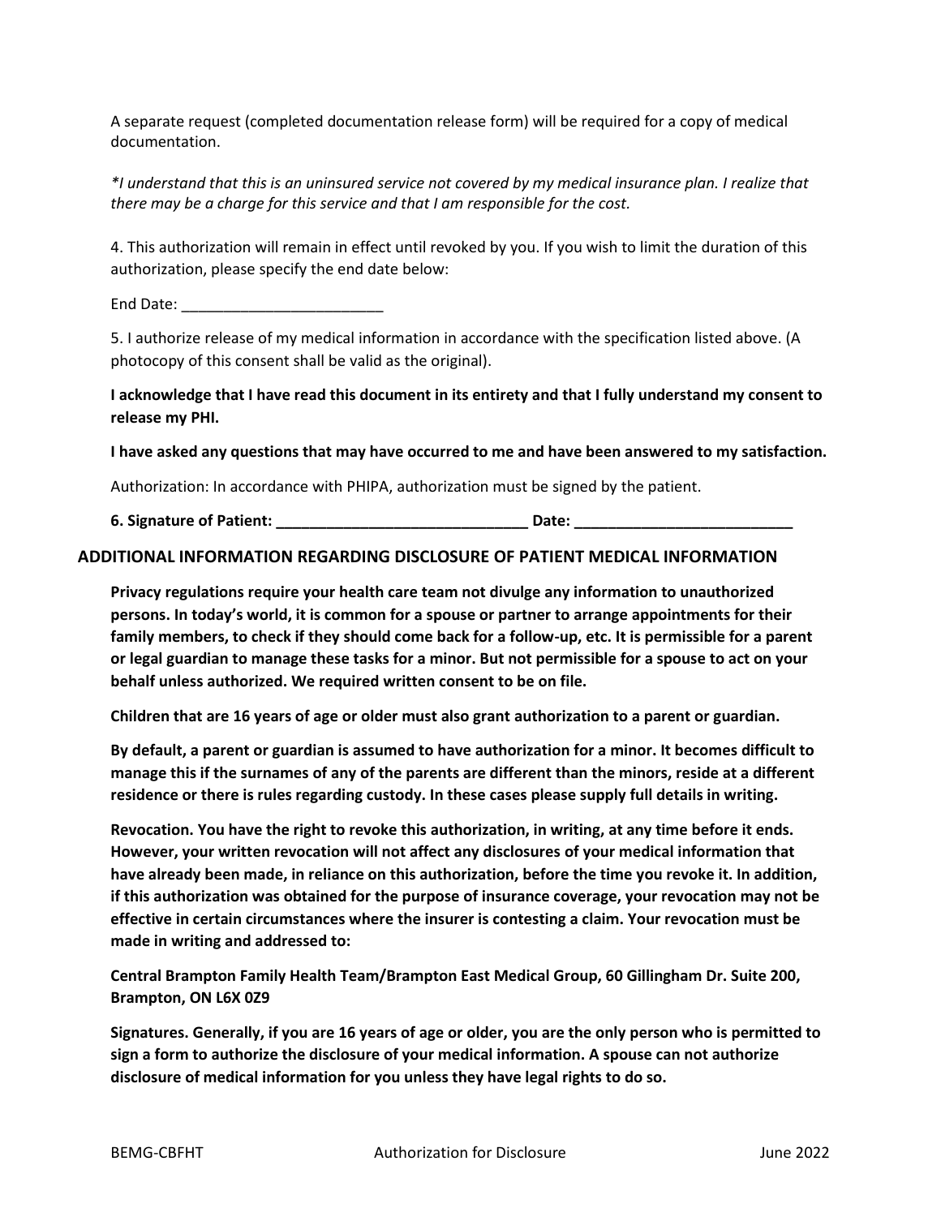A separate request (completed documentation release form) will be required for a copy of medical documentation.

*\*I understand that this is an uninsured service not covered by my medical insurance plan. I realize that there may be a charge for this service and that I am responsible for the cost.*

4. This authorization will remain in effect until revoked by you. If you wish to limit the duration of this authorization, please specify the end date below:

End Date: ________________________

5. I authorize release of my medical information in accordance with the specification listed above. (A photocopy of this consent shall be valid as the original).

**I acknowledge that I have read this document in its entirety and that I fully understand my consent to release my PHI.**

**I have asked any questions that may have occurred to me and have been answered to my satisfaction.**

Authorization: In accordance with PHIPA, authorization must be signed by the patient.

**6. Signature of Patient: ______________________________ Date: __________________________**

## ADDITIONAL INFORMATION REGARDING DISCLOSURE OF PATIENT MEDICAL INFORMATION

**Privacy regulations require your health care team not divulge any information to unauthorized persons. In today's world, it is common for a spouse or partner to arrange appointments for their family members, to check if they should come back for a follow-up, etc. It is permissible for a parent or legal guardian to manage these tasks for a minor. But not permissible for a spouse to act on your behalf unless authorized. We required written consent to be on file.**

**Children that are 16 years of age or older must also grant authorization to a parent or guardian.**

**By default, a parent or guardian is assumed to have authorization for a minor. It becomes difficult to manage this if the surnames of any of the parents are different than the minors, reside at a different residence or there is rules regarding custody. In these cases please supply full details in writing.**

**Revocation. You have the right to revoke this authorization, in writing, at any time before it ends. However, your written revocation will not affect any disclosures of your medical information that have already been made, in reliance on this authorization, before the time you revoke it. In addition, if this authorization was obtained for the purpose of insurance coverage, your revocation may not be effective in certain circumstances where the insurer is contesting a claim. Your revocation must be made in writing and addressed to:**

**Central Brampton Family Health Team/Brampton East Medical Group, 60 Gillingham Dr. Suite 200, Brampton, ON L6X 0Z9**

**Signatures. Generally, if you are 16 years of age or older, you are the only person who is permitted to sign a form to authorize the disclosure of your medical information. A spouse can not authorize disclosure of medical information for you unless they have legal rights to do so.**